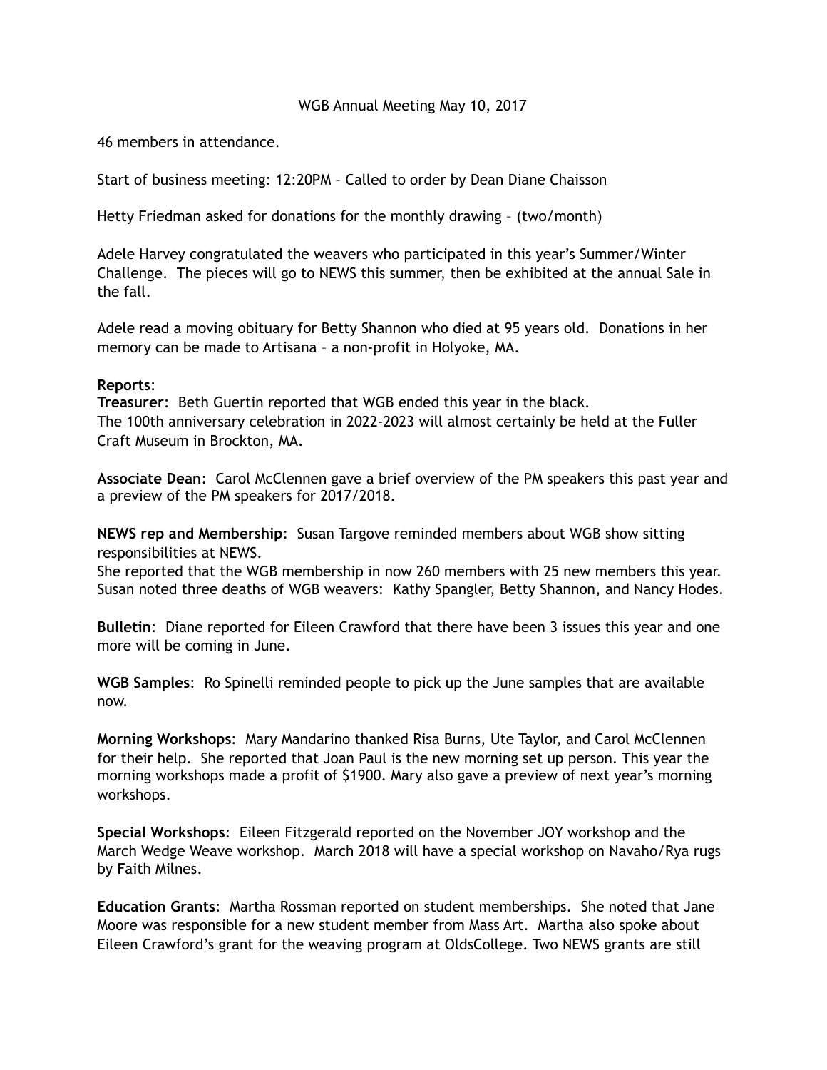WGB Annual Meeting May 10, 2017

46 members in attendance.

Start of business meeting: 12:20PM – Called to order by Dean Diane Chaisson

Hetty Friedman asked for donations for the monthly drawing – (two/month)

Adele Harvey congratulated the weavers who participated in this year's Summer/Winter Challenge. The pieces will go to NEWS this summer, then be exhibited at the annual Sale in the fall.

Adele read a moving obituary for Betty Shannon who died at 95 years old. Donations in her memory can be made to Artisana – a non-profit in Holyoke, MA.

**Reports**:

**Treasurer**: Beth Guertin reported that WGB ended this year in the black.
The 100th anniversary celebration in 2022-2023 will almost certainly be held at the Fuller Craft Museum in Brockton, MA.

**Associate Dean**: Carol McClennen gave a brief overview of the PM speakers this past year and a preview of the PM speakers for 2017/2018.

**NEWS rep and Membership**: Susan Targove reminded members about WGB show sitting responsibilities at NEWS.
She reported that the WGB membership in now 260 members with 25 new members this year. Susan noted three deaths of WGB weavers: Kathy Spangler, Betty Shannon, and Nancy Hodes.

**Bulletin**: Diane reported for Eileen Crawford that there have been 3 issues this year and one more will be coming in June.

**WGB Samples**: Ro Spinelli reminded people to pick up the June samples that are available now.

**Morning Workshops**: Mary Mandarino thanked Risa Burns, Ute Taylor, and Carol McClennen for their help. She reported that Joan Paul is the new morning set up person. This year the morning workshops made a profit of $1900. Mary also gave a preview of next year's morning workshops.

**Special Workshops**: Eileen Fitzgerald reported on the November JOY workshop and the March Wedge Weave workshop. March 2018 will have a special workshop on Navaho/Rya rugs by Faith Milnes.

**Education Grants**: Martha Rossman reported on student memberships. She noted that Jane Moore was responsible for a new student member from Mass Art. Martha also spoke about Eileen Crawford's grant for the weaving program at OldsCollege. Two NEWS grants are still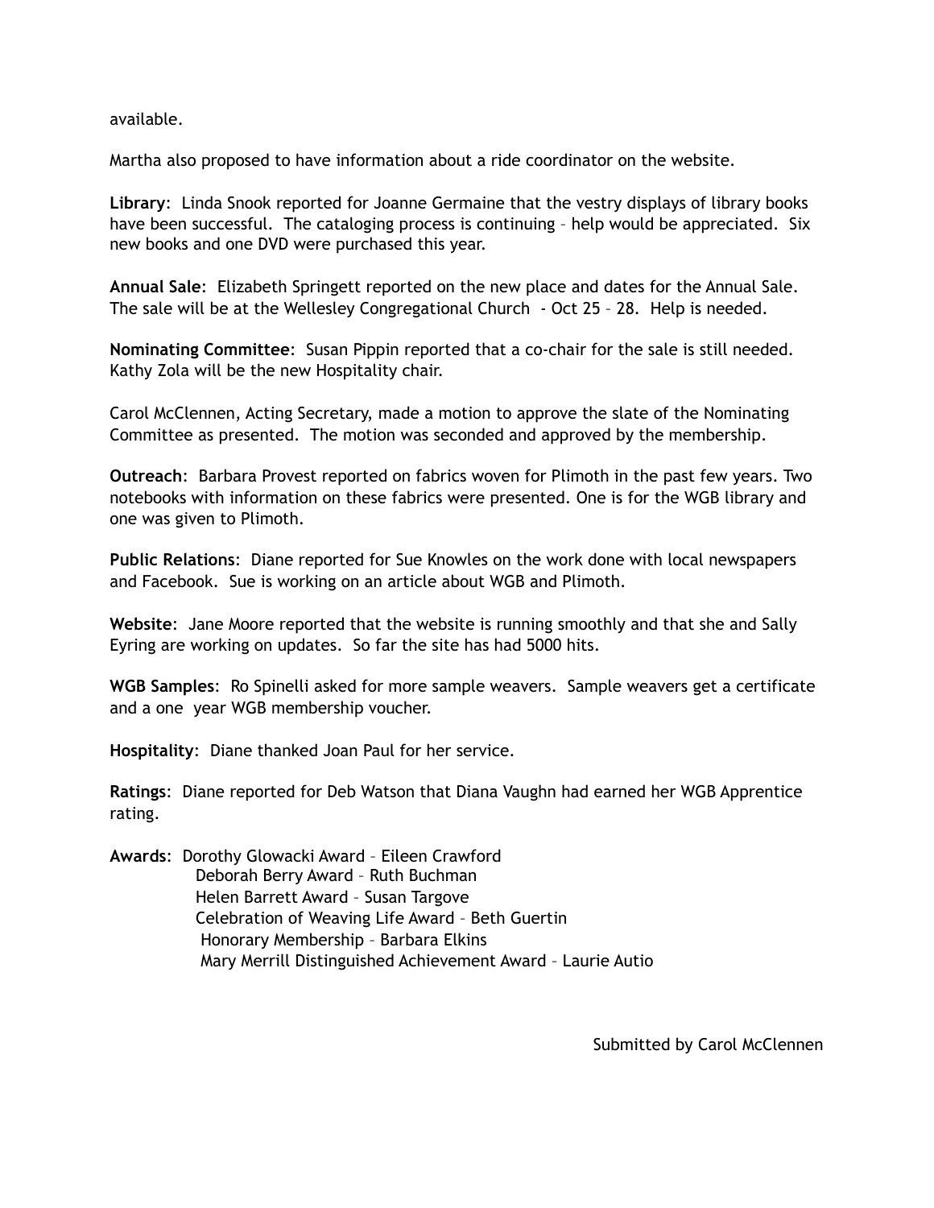available.

Martha also proposed to have information about a ride coordinator on the website.

**Library**: Linda Snook reported for Joanne Germaine that the vestry displays of library books have been successful. The cataloging process is continuing – help would be appreciated. Six new books and one DVD were purchased this year.

**Annual Sale**: Elizabeth Springett reported on the new place and dates for the Annual Sale. The sale will be at the Wellesley Congregational Church - Oct 25 – 28. Help is needed.

**Nominating Committee**: Susan Pippin reported that a co-chair for the sale is still needed. Kathy Zola will be the new Hospitality chair.

Carol McClennen, Acting Secretary, made a motion to approve the slate of the Nominating Committee as presented. The motion was seconded and approved by the membership.

**Outreach**: Barbara Provest reported on fabrics woven for Plimoth in the past few years. Two notebooks with information on these fabrics were presented. One is for the WGB library and one was given to Plimoth.

**Public Relations**: Diane reported for Sue Knowles on the work done with local newspapers and Facebook. Sue is working on an article about WGB and Plimoth.

**Website**: Jane Moore reported that the website is running smoothly and that she and Sally Eyring are working on updates. So far the site has had 5000 hits.

**WGB Samples**: Ro Spinelli asked for more sample weavers. Sample weavers get a certificate and a one year WGB membership voucher.

**Hospitality**: Diane thanked Joan Paul for her service.

**Ratings**: Diane reported for Deb Watson that Diana Vaughn had earned her WGB Apprentice rating.

**Awards**: Dorothy Glowacki Award – Eileen Crawford
Deborah Berry Award – Ruth Buchman
Helen Barrett Award – Susan Targove
Celebration of Weaving Life Award – Beth Guertin
Honorary Membership – Barbara Elkins
Mary Merrill Distinguished Achievement Award – Laurie Autio

Submitted by Carol McClennen